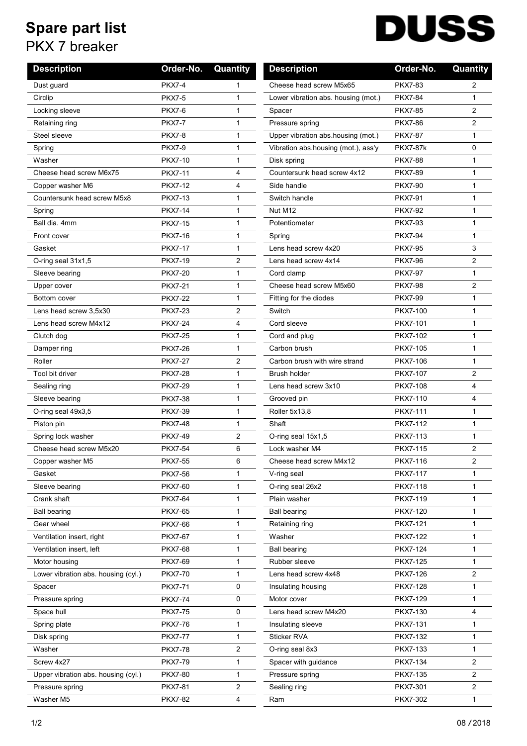# Spare part list

## PKX 7 breaker

DUSS

| Description | Order-No. | Quantity |
|---|---|---|
| Dust guard | PKX7-4 | 1 |
| Circlip | PKX7-5 | 1 |
| Locking sleeve | PKX7-6 | 1 |
| Retaining ring | PKX7-7 | 1 |
| Steel sleeve | PKX7-8 | 1 |
| Spring | PKX7-9 | 1 |
| Washer | PKX7-10 | 1 |
| Cheese head screw M6x75 | PKX7-11 | 4 |
| Copper washer M6 | PKX7-12 | 4 |
| Countersunk head screw M5x8 | PKX7-13 | 1 |
| Spring | PKX7-14 | 1 |
| Ball dia. 4mm | PKX7-15 | 1 |
| Front cover | PKX7-16 | 1 |
| Gasket | PKX7-17 | 1 |
| O-ring seal 31x1,5 | PKX7-19 | 2 |
| Sleeve bearing | PKX7-20 | 1 |
| Upper cover | PKX7-21 | 1 |
| Bottom cover | PKX7-22 | 1 |
| Lens head screw 3,5x30 | PKX7-23 | 2 |
| Lens head screw M4x12 | PKX7-24 | 4 |
| Clutch dog | PKX7-25 | 1 |
| Damper ring | PKX7-26 | 1 |
| Roller | PKX7-27 | 2 |
| Tool bit driver | PKX7-28 | 1 |
| Sealing ring | PKX7-29 | 1 |
| Sleeve bearing | PKX7-38 | 1 |
| O-ring seal 49x3,5 | PKX7-39 | 1 |
| Piston pin | PKX7-48 | 1 |
| Spring lock washer | PKX7-49 | 2 |
| Cheese head screw M5x20 | PKX7-54 | 6 |
| Copper washer M5 | PKX7-55 | 6 |
| Gasket | PKX7-56 | 1 |
| Sleeve bearing | PKX7-60 | 1 |
| Crank shaft | PKX7-64 | 1 |
| Ball bearing | PKX7-65 | 1 |
| Gear wheel | PKX7-66 | 1 |
| Ventilation insert, right | PKX7-67 | 1 |
| Ventilation insert, left | PKX7-68 | 1 |
| Motor housing | PKX7-69 | 1 |
| Lower vibration abs. housing (cyl.) | PKX7-70 | 1 |
| Spacer | PKX7-71 | 0 |
| Pressure spring | PKX7-74 | 0 |
| Space hull | PKX7-75 | 0 |
| Spring plate | PKX7-76 | 1 |
| Disk spring | PKX7-77 | 1 |
| Washer | PKX7-78 | 2 |
| Screw 4x27 | PKX7-79 | 1 |
| Upper vibration abs. housing (cyl.) | PKX7-80 | 1 |
| Pressure spring | PKX7-81 | 2 |
| Washer M5 | PKX7-82 | 4 |
| Cheese head screw M5x65 | PKX7-83 | 2 |
| Lower vibration abs. housing (mot.) | PKX7-84 | 1 |
| Spacer | PKX7-85 | 2 |
| Pressure spring | PKX7-86 | 2 |
| Upper vibration abs.housing (mot.) | PKX7-87 | 1 |
| Vibration abs.housing (mot.), ass'y | PKX7-87k | 0 |
| Disk spring | PKX7-88 | 1 |
| Countersunk head screw 4x12 | PKX7-89 | 1 |
| Side handle | PKX7-90 | 1 |
| Switch handle | PKX7-91 | 1 |
| Nut M12 | PKX7-92 | 1 |
| Potentiometer | PKX7-93 | 1 |
| Spring | PKX7-94 | 1 |
| Lens head screw 4x20 | PKX7-95 | 3 |
| Lens head screw 4x14 | PKX7-96 | 2 |
| Cord clamp | PKX7-97 | 1 |
| Cheese head screw M5x60 | PKX7-98 | 2 |
| Fitting for the diodes | PKX7-99 | 1 |
| Switch | PKX7-100 | 1 |
| Cord sleeve | PKX7-101 | 1 |
| Cord and plug | PKX7-102 | 1 |
| Carbon brush | PKX7-105 | 1 |
| Carbon brush with wire strand | PKX7-106 | 1 |
| Brush holder | PKX7-107 | 2 |
| Lens head screw 3x10 | PKX7-108 | 4 |
| Grooved pin | PKX7-110 | 4 |
| Roller 5x13,8 | PKX7-111 | 1 |
| Shaft | PKX7-112 | 1 |
| O-ring seal 15x1,5 | PKX7-113 | 1 |
| Lock washer M4 | PKX7-115 | 2 |
| Cheese head screw M4x12 | PKX7-116 | 2 |
| V-ring seal | PKX7-117 | 1 |
| O-ring seal 26x2 | PKX7-118 | 1 |
| Plain washer | PKX7-119 | 1 |
| Ball bearing | PKX7-120 | 1 |
| Retaining ring | PKX7-121 | 1 |
| Washer | PKX7-122 | 1 |
| Ball bearing | PKX7-124 | 1 |
| Rubber sleeve | PKX7-125 | 1 |
| Lens head screw 4x48 | PKX7-126 | 2 |
| Insulating housing | PKX7-128 | 1 |
| Motor cover | PKX7-129 | 1 |
| Lens head screw M4x20 | PKX7-130 | 4 |
| Insulating sleeve | PKX7-131 | 1 |
| Sticker RVA | PKX7-132 | 1 |
| O-ring seal 8x3 | PKX7-133 | 1 |
| Spacer with guidance | PKX7-134 | 2 |
| Pressure spring | PKX7-135 | 2 |
| Sealing ring | PKX7-301 | 2 |
| Ram | PKX7-302 | 1 |

08 / 2018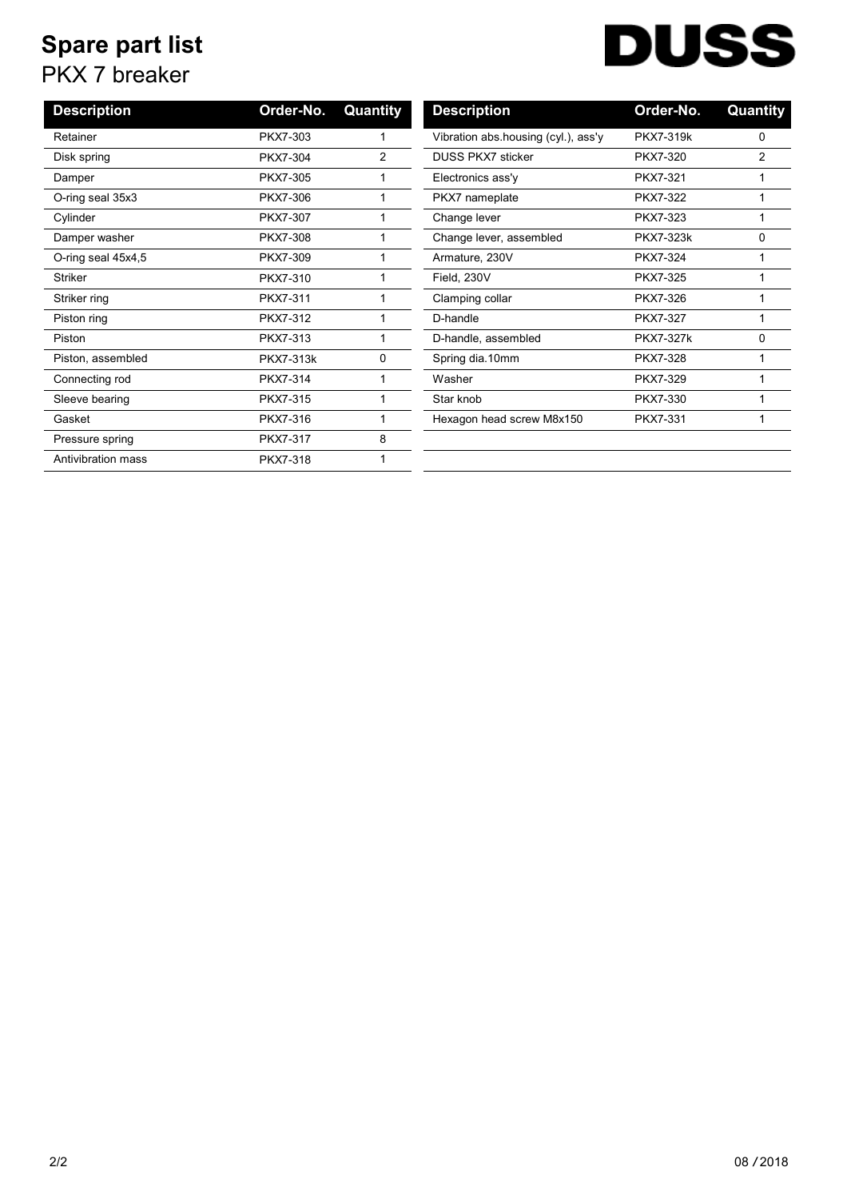# Spare part list

PKX 7 breaker

DUSS

| Description | Order-No. | Quantity |
|---|---|---|
| Retainer | PKX7-303 | 1 |
| Disk spring | PKX7-304 | 2 |
| Damper | PKX7-305 | 1 |
| O-ring seal 35x3 | PKX7-306 | 1 |
| Cylinder | PKX7-307 | 1 |
| Damper washer | PKX7-308 | 1 |
| O-ring seal 45x4,5 | PKX7-309 | 1 |
| Striker | PKX7-310 | 1 |
| Striker ring | PKX7-311 | 1 |
| Piston ring | PKX7-312 | 1 |
| Piston | PKX7-313 | 1 |
| Piston, assembled | PKX7-313k | 0 |
| Connecting rod | PKX7-314 | 1 |
| Sleeve bearing | PKX7-315 | 1 |
| Gasket | PKX7-316 | 1 |
| Pressure spring | PKX7-317 | 8 |
| Antivibration mass | PKX7-318 | 1 |

| Description | Order-No. | Quantity |
|---|---|---|
| Vibration abs.housing (cyl.), ass'y | PKX7-319k | 0 |
| DUSS PKX7 sticker | PKX7-320 | 2 |
| Electronics ass'y | PKX7-321 | 1 |
| PKX7 nameplate | PKX7-322 | 1 |
| Change lever | PKX7-323 | 1 |
| Change lever, assembled | PKX7-323k | 0 |
| Armature, 230V | PKX7-324 | 1 |
| Field, 230V | PKX7-325 | 1 |
| Clamping collar | PKX7-326 | 1 |
| D-handle | PKX7-327 | 1 |
| D-handle, assembled | PKX7-327k | 0 |
| Spring dia.10mm | PKX7-328 | 1 |
| Washer | PKX7-329 | 1 |
| Star knob | PKX7-330 | 1 |
| Hexagon head screw M8x150 | PKX7-331 | 1 |

08 / 2018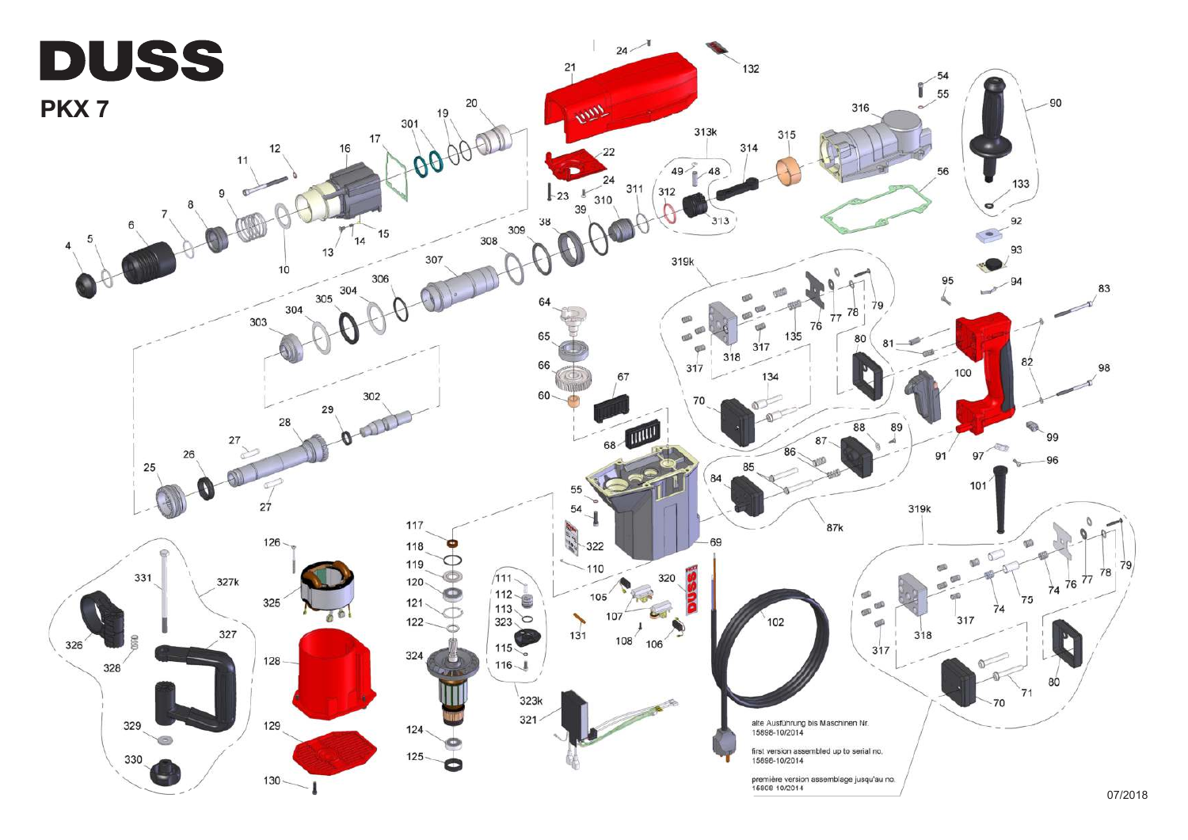# DUSS

## PKX 7

alte Ausführung bis Maschinen Nr. 15696-10/2014

first version assembled up to serial no. 15696-10/2014

première version assemblage jusqu'au no. 15696-10/2014

07/2018